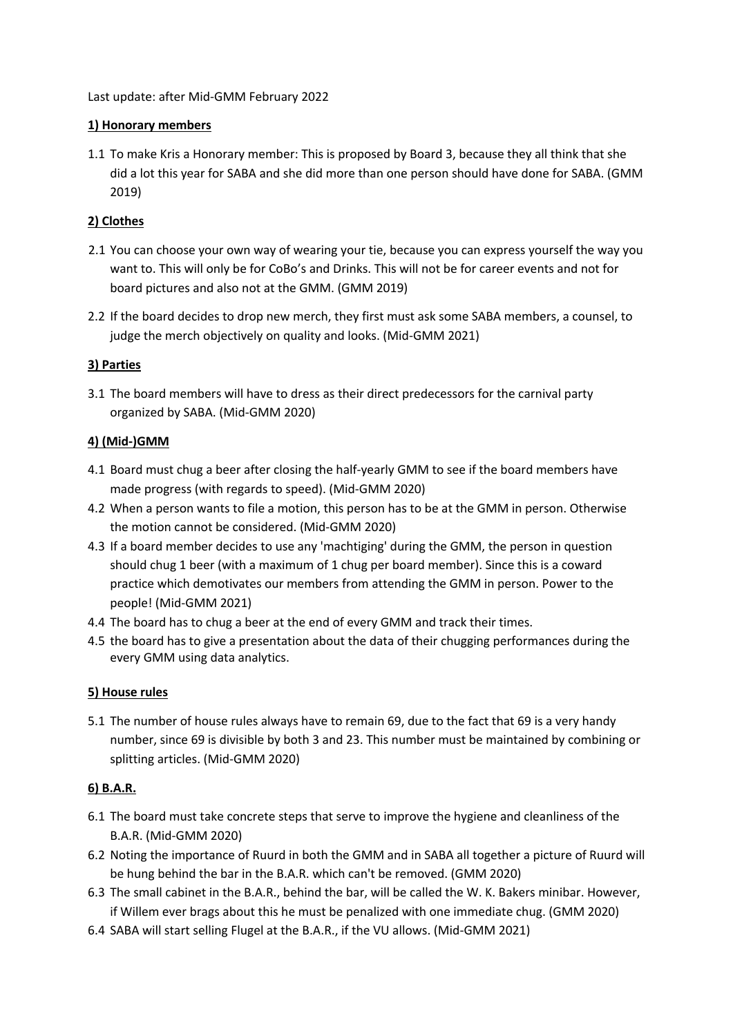Last update: after Mid-GMM February 2022

**1) Honorary members**

1.1 To make Kris a Honorary member: This is proposed by Board 3, because they all think that she did a lot this year for SABA and she did more than one person should have done for SABA. (GMM 2019)

**2) Clothes**

2.1 You can choose your own way of wearing your tie, because you can express yourself the way you want to. This will only be for CoBo's and Drinks. This will not be for career events and not for board pictures and also not at the GMM. (GMM 2019)

2.2 If the board decides to drop new merch, they first must ask some SABA members, a counsel, to judge the merch objectively on quality and looks. (Mid-GMM 2021)

**3) Parties**

3.1 The board members will have to dress as their direct predecessors for the carnival party organized by SABA. (Mid-GMM 2020)

**4) (Mid-)GMM**

4.1 Board must chug a beer after closing the half-yearly GMM to see if the board members have made progress (with regards to speed). (Mid-GMM 2020)

4.2 When a person wants to file a motion, this person has to be at the GMM in person. Otherwise the motion cannot be considered. (Mid-GMM 2020)

4.3 If a board member decides to use any 'machtiging' during the GMM, the person in question should chug 1 beer (with a maximum of 1 chug per board member). Since this is a coward practice which demotivates our members from attending the GMM in person. Power to the people! (Mid-GMM 2021)

4.4 The board has to chug a beer at the end of every GMM and track their times.

4.5 the board has to give a presentation about the data of their chugging performances during the every GMM using data analytics.

**5) House rules**

5.1 The number of house rules always have to remain 69, due to the fact that 69 is a very handy number, since 69 is divisible by both 3 and 23. This number must be maintained by combining or splitting articles. (Mid-GMM 2020)

**6) B.A.R.**

6.1 The board must take concrete steps that serve to improve the hygiene and cleanliness of the B.A.R. (Mid-GMM 2020)

6.2 Noting the importance of Ruurd in both the GMM and in SABA all together a picture of Ruurd will be hung behind the bar in the B.A.R. which can't be removed. (GMM 2020)

6.3 The small cabinet in the B.A.R., behind the bar, will be called the W. K. Bakers minibar. However, if Willem ever brags about this he must be penalized with one immediate chug. (GMM 2020)

6.4 SABA will start selling Flugel at the B.A.R., if the VU allows. (Mid-GMM 2021)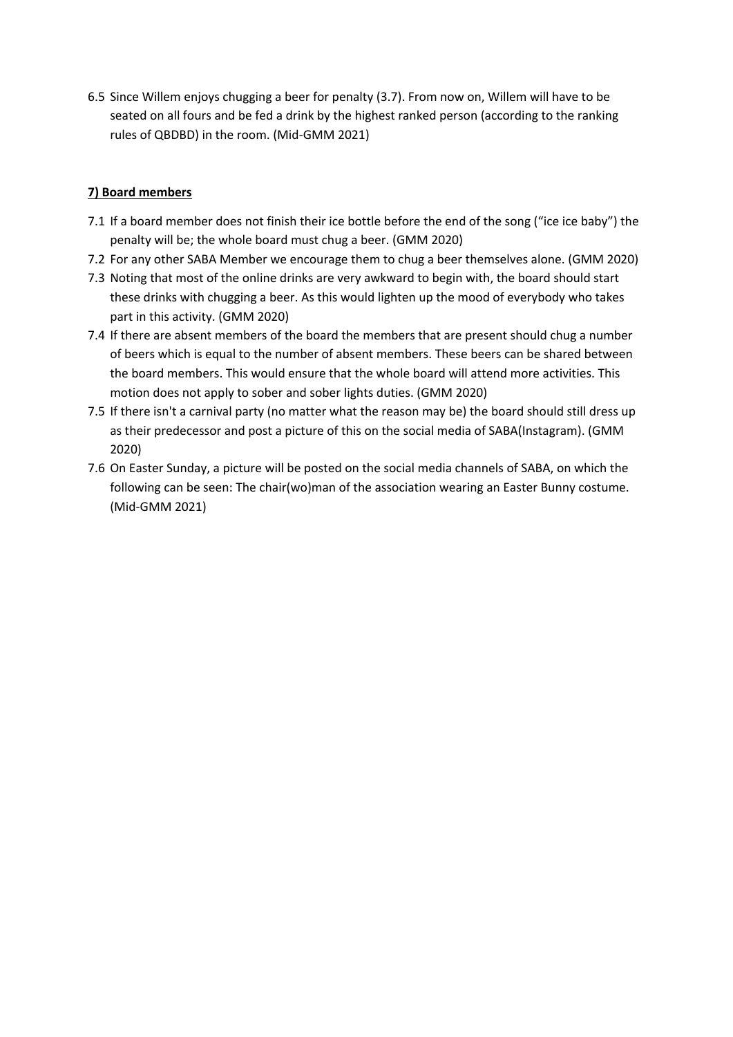6.5 Since Willem enjoys chugging a beer for penalty (3.7). From now on, Willem will have to be seated on all fours and be fed a drink by the highest ranked person (according to the ranking rules of QBDBD) in the room. (Mid-GMM 2021)

**7) Board members**

7.1 If a board member does not finish their ice bottle before the end of the song ("ice ice baby") the penalty will be; the whole board must chug a beer. (GMM 2020)

7.2 For any other SABA Member we encourage them to chug a beer themselves alone. (GMM 2020)

7.3 Noting that most of the online drinks are very awkward to begin with, the board should start these drinks with chugging a beer. As this would lighten up the mood of everybody who takes part in this activity. (GMM 2020)

7.4 If there are absent members of the board the members that are present should chug a number of beers which is equal to the number of absent members. These beers can be shared between the board members. This would ensure that the whole board will attend more activities. This motion does not apply to sober and sober lights duties. (GMM 2020)

7.5 If there isn't a carnival party (no matter what the reason may be) the board should still dress up as their predecessor and post a picture of this on the social media of SABA(Instagram). (GMM 2020)

7.6 On Easter Sunday, a picture will be posted on the social media channels of SABA, on which the following can be seen: The chair(wo)man of the association wearing an Easter Bunny costume. (Mid-GMM 2021)